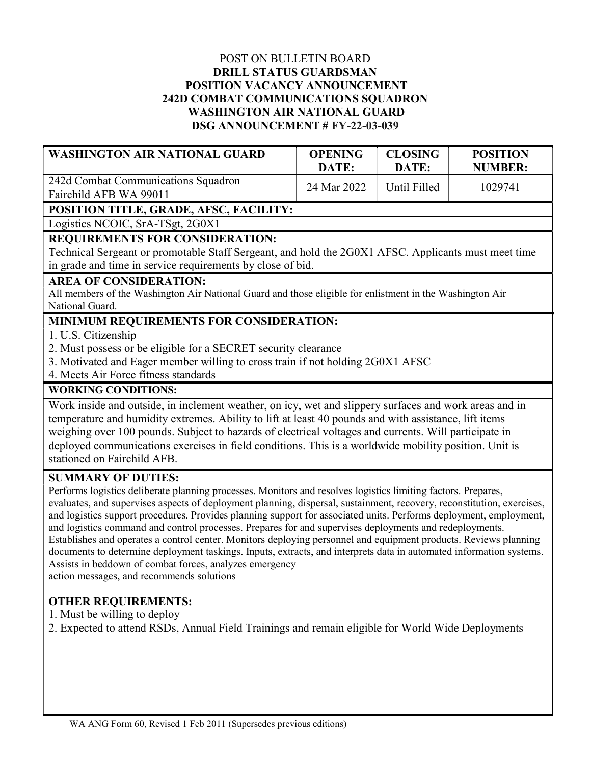POST ON BULLETIN BOARD

**DRILL STATUS GUARDSMAN**
**POSITION VACANCY ANNOUNCEMENT**
**242D COMBAT COMMUNICATIONS SQUADRON**
**WASHINGTON AIR NATIONAL GUARD**
**DSG ANNOUNCEMENT # FY-22-03-039**

| WASHINGTON AIR NATIONAL GUARD | OPENING DATE: | CLOSING DATE: | POSITION NUMBER: |
|---|---|---|---|
| 242d Combat Communications Squadron Fairchild AFB WA 99011 | 24 Mar 2022 | Until Filled | 1029741 |

**POSITION TITLE, GRADE, AFSC, FACILITY:**

Logistics NCOIC, SrA-TSgt, 2G0X1

**REQUIREMENTS FOR CONSIDERATION:**

Technical Sergeant or promotable Staff Sergeant, and hold the 2G0X1 AFSC. Applicants must meet time in grade and time in service requirements by close of bid.

**AREA OF CONSIDERATION:**

All members of the Washington Air National Guard and those eligible for enlistment in the Washington Air National Guard.

**MINIMUM REQUIREMENTS FOR CONSIDERATION:**

1. U.S. Citizenship
2. Must possess or be eligible for a SECRET security clearance
3. Motivated and Eager member willing to cross train if not holding 2G0X1 AFSC
4. Meets Air Force fitness standards

**WORKING CONDITIONS:**

Work inside and outside, in inclement weather, on icy, wet and slippery surfaces and work areas and in temperature and humidity extremes. Ability to lift at least 40 pounds and with assistance, lift items weighing over 100 pounds. Subject to hazards of electrical voltages and currents. Will participate in deployed communications exercises in field conditions. This is a worldwide mobility position. Unit is stationed on Fairchild AFB.

**SUMMARY OF DUTIES:**

Performs logistics deliberate planning processes. Monitors and resolves logistics limiting factors. Prepares, evaluates, and supervises aspects of deployment planning, dispersal, sustainment, recovery, reconstitution, exercises, and logistics support procedures. Provides planning support for associated units. Performs deployment, employment, and logistics command and control processes. Prepares for and supervises deployments and redeployments. Establishes and operates a control center. Monitors deploying personnel and equipment products. Reviews planning documents to determine deployment taskings. Inputs, extracts, and interprets data in automated information systems. Assists in beddown of combat forces, analyzes emergency action messages, and recommends solutions

**OTHER REQUIREMENTS:**

1. Must be willing to deploy
2. Expected to attend RSDs, Annual Field Trainings and remain eligible for World Wide Deployments

WA ANG Form 60, Revised 1 Feb 2011 (Supersedes previous editions)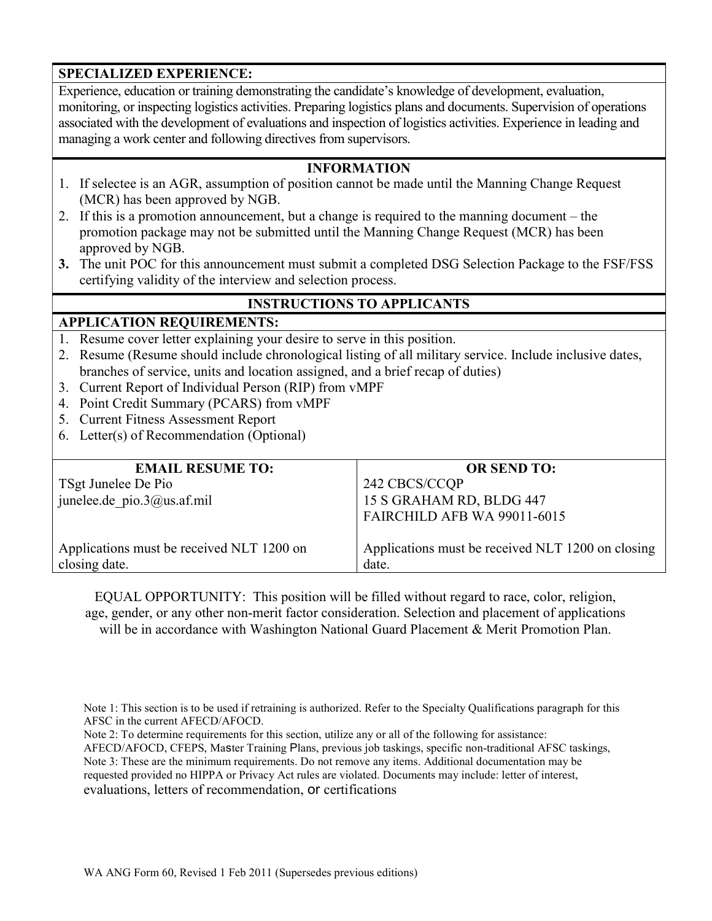**SPECIALIZED EXPERIENCE:**

Experience, education or training demonstrating the candidate's knowledge of development, evaluation, monitoring, or inspecting logistics activities. Preparing logistics plans and documents. Supervision of operations associated with the development of evaluations and inspection of logistics activities. Experience in leading and managing a work center and following directives from supervisors.

**INFORMATION**

1. If selectee is an AGR, assumption of position cannot be made until the Manning Change Request (MCR) has been approved by NGB.
2. If this is a promotion announcement, but a change is required to the manning document – the promotion package may not be submitted until the Manning Change Request (MCR) has been approved by NGB.
3. The unit POC for this announcement must submit a completed DSG Selection Package to the FSF/FSS certifying validity of the interview and selection process.

**INSTRUCTIONS TO APPLICANTS**

**APPLICATION REQUIREMENTS:**

1. Resume cover letter explaining your desire to serve in this position.
2. Resume (Resume should include chronological listing of all military service. Include inclusive dates, branches of service, units and location assigned, and a brief recap of duties)
3. Current Report of Individual Person (RIP) from vMPF
4. Point Credit Summary (PCARS) from vMPF
5. Current Fitness Assessment Report
6. Letter(s) of Recommendation (Optional)

| EMAIL RESUME TO: | OR SEND TO: |
|---|---|
| TSgt Junelee De Pio<br>junelee.de_pio.3@us.af.mil | 242 CBCS/CCQP<br>15 S GRAHAM RD, BLDG 447<br>FAIRCHILD AFB WA 99011-6015 |
| Applications must be received NLT 1200 on closing date. | Applications must be received NLT 1200 on closing date. |

EQUAL OPPORTUNITY: This position will be filled without regard to race, color, religion, age, gender, or any other non-merit factor consideration. Selection and placement of applications will be in accordance with Washington National Guard Placement & Merit Promotion Plan.

Note 1: This section is to be used if retraining is authorized. Refer to the Specialty Qualifications paragraph for this AFSC in the current AFECD/AFOCD.
Note 2: To determine requirements for this section, utilize any or all of the following for assistance: AFECD/AFOCD, CFEPS, Master Training Plans, previous job taskings, specific non-traditional AFSC taskings,
Note 3: These are the minimum requirements. Do not remove any items. Additional documentation may be requested provided no HIPPA or Privacy Act rules are violated. Documents may include: letter of interest, evaluations, letters of recommendation, or certifications

WA ANG Form 60, Revised 1 Feb 2011 (Supersedes previous editions)